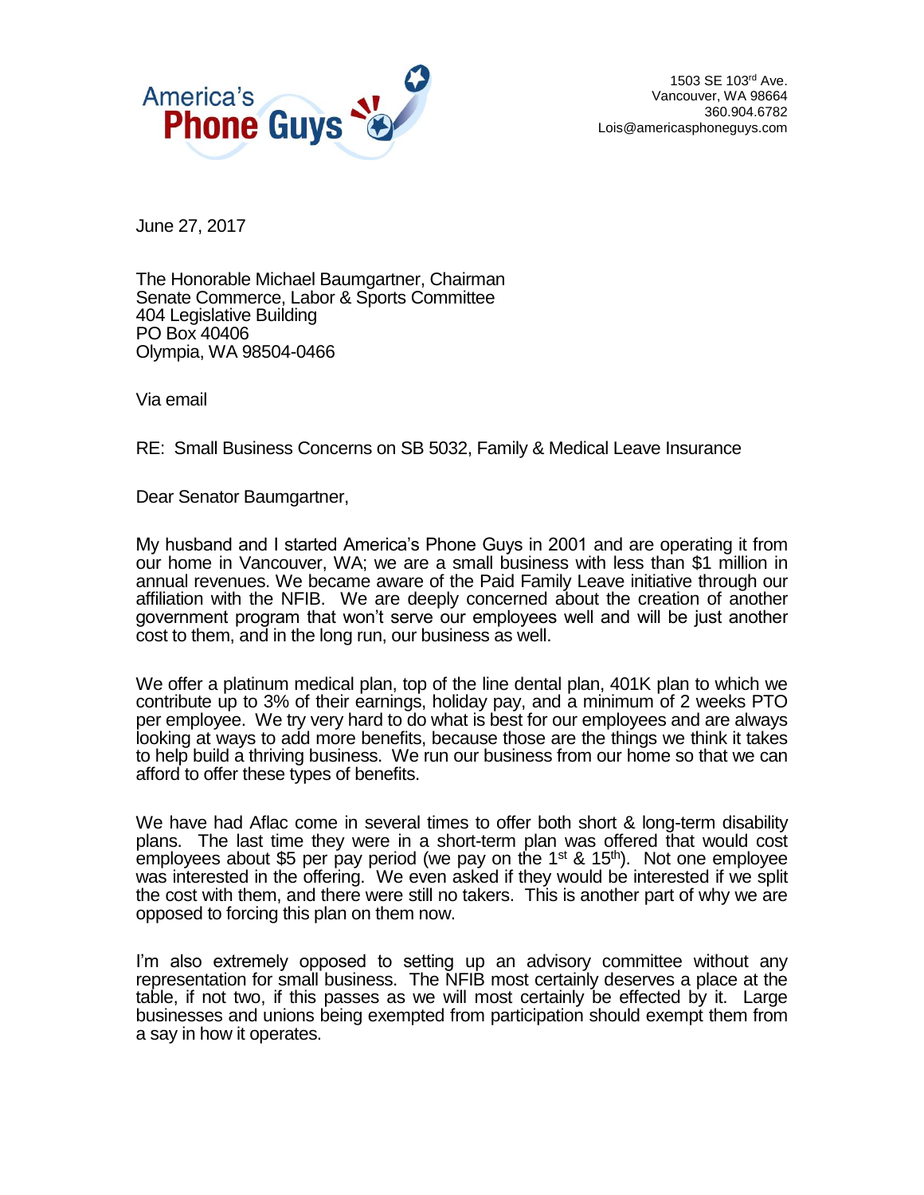America's Phone Guys

1503 SE 103rd Ave.
Vancouver, WA 98664
360.904.6782
Lois@americasphoneguys.com

June 27, 2017

The Honorable Michael Baumgartner, Chairman
Senate Commerce, Labor & Sports Committee
404 Legislative Building
PO Box 40406
Olympia, WA 98504-0466

Via email

RE: Small Business Concerns on SB 5032, Family & Medical Leave Insurance

Dear Senator Baumgartner,

My husband and I started America's Phone Guys in 2001 and are operating it from our home in Vancouver, WA; we are a small business with less than $1 million in annual revenues. We became aware of the Paid Family Leave initiative through our affiliation with the NFIB. We are deeply concerned about the creation of another government program that won't serve our employees well and will be just another cost to them, and in the long run, our business as well.

We offer a platinum medical plan, top of the line dental plan, 401K plan to which we contribute up to 3% of their earnings, holiday pay, and a minimum of 2 weeks PTO per employee. We try very hard to do what is best for our employees and are always looking at ways to add more benefits, because those are the things we think it takes to help build a thriving business. We run our business from our home so that we can afford to offer these types of benefits.

We have had Aflac come in several times to offer both short & long-term disability plans. The last time they were in a short-term plan was offered that would cost employees about $5 per pay period (we pay on the 1st & 15th). Not one employee was interested in the offering. We even asked if they would be interested if we split the cost with them, and there were still no takers. This is another part of why we are opposed to forcing this plan on them now.

I'm also extremely opposed to setting up an advisory committee without any representation for small business. The NFIB most certainly deserves a place at the table, if not two, if this passes as we will most certainly be effected by it. Large businesses and unions being exempted from participation should exempt them from a say in how it operates.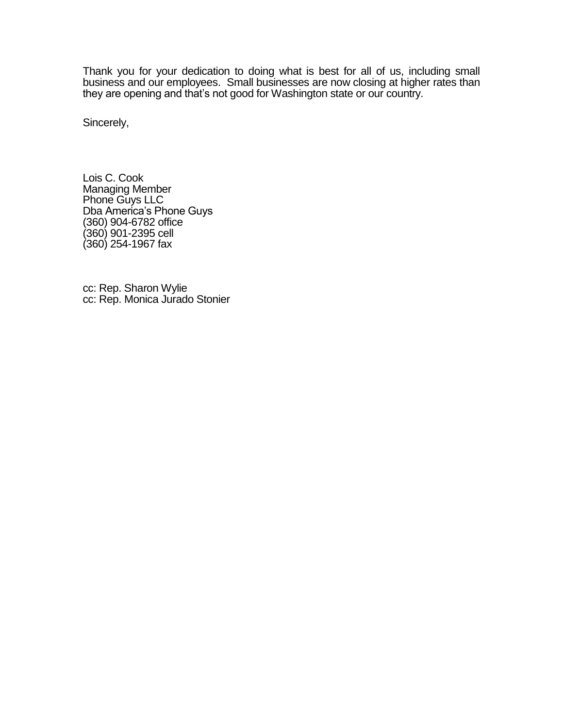Thank you for your dedication to doing what is best for all of us, including small business and our employees. Small businesses are now closing at higher rates than they are opening and that's not good for Washington state or our country.

Sincerely,

Lois C. Cook  
Managing Member  
Phone Guys LLC  
Dba America's Phone Guys  
(360) 904-6782 office  
(360) 901-2395 cell  
(360) 254-1967 fax

cc: Rep. Sharon Wylie  
cc: Rep. Monica Jurado Stonier